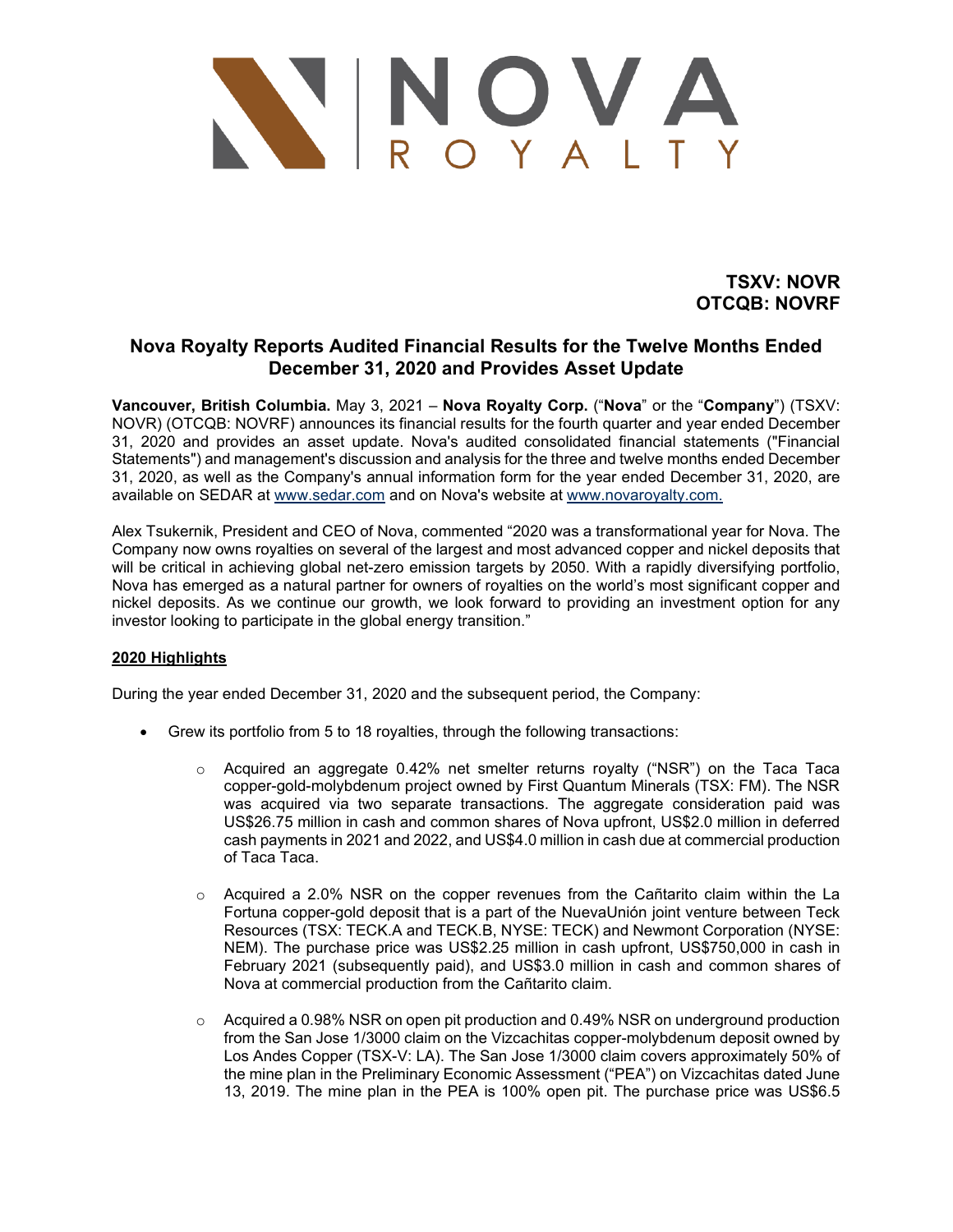**TSXV: NOVR**
**OTCQB: NOVRF**

# Nova Royalty Reports Audited Financial Results for the Twelve Months Ended December 31, 2020 and Provides Asset Update

**Vancouver, British Columbia.** May 3, 2021 – **Nova Royalty Corp.** ("**Nova**" or the "**Company**") (TSXV: NOVR) (OTCQB: NOVRF) announces its financial results for the fourth quarter and year ended December 31, 2020 and provides an asset update. Nova's audited consolidated financial statements ("Financial Statements") and management's discussion and analysis for the three and twelve months ended December 31, 2020, as well as the Company's annual information form for the year ended December 31, 2020, are available on SEDAR at www.sedar.com and on Nova's website at www.novaroyalty.com.

Alex Tsukernik, President and CEO of Nova, commented "2020 was a transformational year for Nova. The Company now owns royalties on several of the largest and most advanced copper and nickel deposits that will be critical in achieving global net-zero emission targets by 2050. With a rapidly diversifying portfolio, Nova has emerged as a natural partner for owners of royalties on the world's most significant copper and nickel deposits. As we continue our growth, we look forward to providing an investment option for any investor looking to participate in the global energy transition."

## 2020 Highlights

During the year ended December 31, 2020 and the subsequent period, the Company:

- Grew its portfolio from 5 to 18 royalties, through the following transactions:
  - Acquired an aggregate 0.42% net smelter returns royalty ("NSR") on the Taca Taca copper-gold-molybdenum project owned by First Quantum Minerals (TSX: FM). The NSR was acquired via two separate transactions. The aggregate consideration paid was US$26.75 million in cash and common shares of Nova upfront, US$2.0 million in deferred cash payments in 2021 and 2022, and US$4.0 million in cash due at commercial production of Taca Taca.
  - Acquired a 2.0% NSR on the copper revenues from the Cañtarito claim within the La Fortuna copper-gold deposit that is a part of the NuevaUnión joint venture between Teck Resources (TSX: TECK.A and TECK.B, NYSE: TECK) and Newmont Corporation (NYSE: NEM). The purchase price was US$2.25 million in cash upfront, US$750,000 in cash in February 2021 (subsequently paid), and US$3.0 million in cash and common shares of Nova at commercial production from the Cañtarito claim.
  - Acquired a 0.98% NSR on open pit production and 0.49% NSR on underground production from the San Jose 1/3000 claim on the Vizcachitas copper-molybdenum deposit owned by Los Andes Copper (TSX-V: LA). The San Jose 1/3000 claim covers approximately 50% of the mine plan in the Preliminary Economic Assessment ("PEA") on Vizcachitas dated June 13, 2019. The mine plan in the PEA is 100% open pit. The purchase price was US$6.5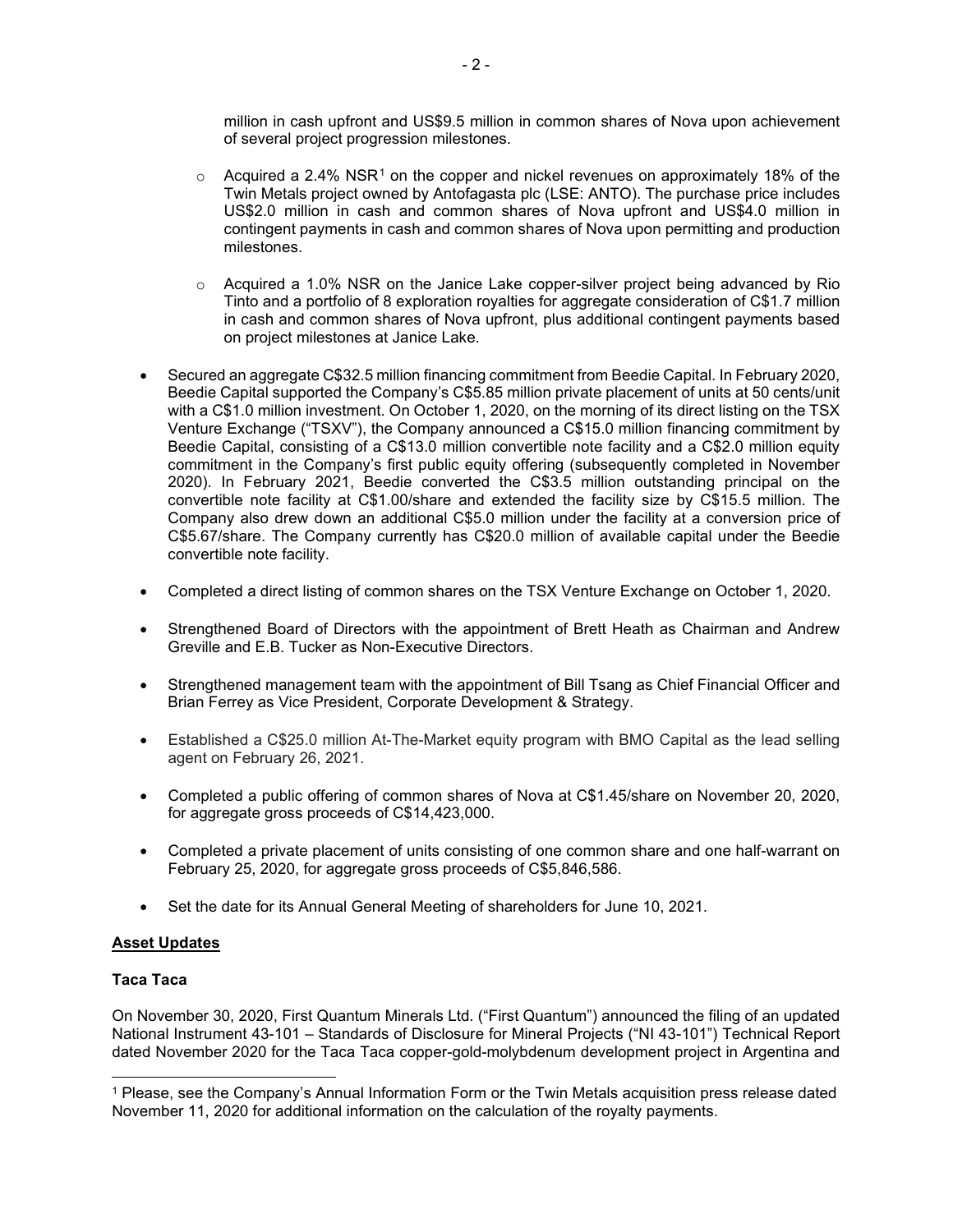million in cash upfront and US$9.5 million in common shares of Nova upon achievement of several project progression milestones.

  - Acquired a 2.4% NSR[1] on the copper and nickel revenues on approximately 18% of the Twin Metals project owned by Antofagasta plc (LSE: ANTO). The purchase price includes US$2.0 million in cash and common shares of Nova upfront and US$4.0 million in contingent payments in cash and common shares of Nova upon permitting and production milestones.

  - Acquired a 1.0% NSR on the Janice Lake copper-silver project being advanced by Rio Tinto and a portfolio of 8 exploration royalties for aggregate consideration of C$1.7 million in cash and common shares of Nova upfront, plus additional contingent payments based on project milestones at Janice Lake.

- Secured an aggregate C$32.5 million financing commitment from Beedie Capital. In February 2020, Beedie Capital supported the Company's C$5.85 million private placement of units at 50 cents/unit with a C$1.0 million investment. On October 1, 2020, on the morning of its direct listing on the TSX Venture Exchange ("TSXV"), the Company announced a C$15.0 million financing commitment by Beedie Capital, consisting of a C$13.0 million convertible note facility and a C$2.0 million equity commitment in the Company's first public equity offering (subsequently completed in November 2020). In February 2021, Beedie converted the C$3.5 million outstanding principal on the convertible note facility at C$1.00/share and extended the facility size by C$15.5 million. The Company also drew down an additional C$5.0 million under the facility at a conversion price of C$5.67/share. The Company currently has C$20.0 million of available capital under the Beedie convertible note facility.

- Completed a direct listing of common shares on the TSX Venture Exchange on October 1, 2020.

- Strengthened Board of Directors with the appointment of Brett Heath as Chairman and Andrew Greville and E.B. Tucker as Non-Executive Directors.

- Strengthened management team with the appointment of Bill Tsang as Chief Financial Officer and Brian Ferrey as Vice President, Corporate Development & Strategy.

- Established a C$25.0 million At-The-Market equity program with BMO Capital as the lead selling agent on February 26, 2021.

- Completed a public offering of common shares of Nova at C$1.45/share on November 20, 2020, for aggregate gross proceeds of C$14,423,000.

- Completed a private placement of units consisting of one common share and one half-warrant on February 25, 2020, for aggregate gross proceeds of C$5,846,586.

- Set the date for its Annual General Meeting of shareholders for June 10, 2021.

## Asset Updates

### Taca Taca

On November 30, 2020, First Quantum Minerals Ltd. ("First Quantum") announced the filing of an updated National Instrument 43-101 – Standards of Disclosure for Mineral Projects ("NI 43-101") Technical Report dated November 2020 for the Taca Taca copper-gold-molybdenum development project in Argentina and

[1] Please, see the Company's Annual Information Form or the Twin Metals acquisition press release dated November 11, 2020 for additional information on the calculation of the royalty payments.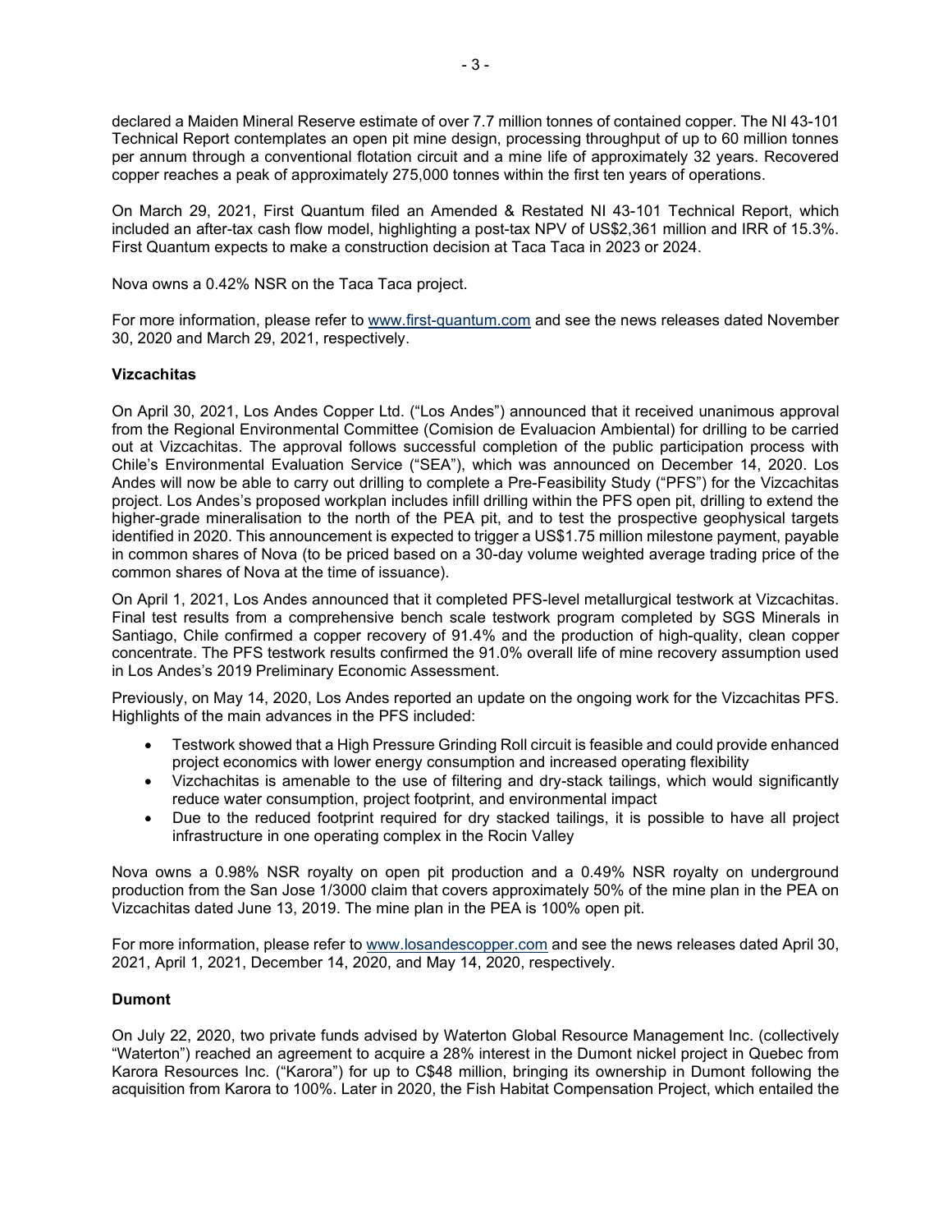declared a Maiden Mineral Reserve estimate of over 7.7 million tonnes of contained copper. The NI 43-101 Technical Report contemplates an open pit mine design, processing throughput of up to 60 million tonnes per annum through a conventional flotation circuit and a mine life of approximately 32 years. Recovered copper reaches a peak of approximately 275,000 tonnes within the first ten years of operations.

On March 29, 2021, First Quantum filed an Amended & Restated NI 43-101 Technical Report, which included an after-tax cash flow model, highlighting a post-tax NPV of US$2,361 million and IRR of 15.3%. First Quantum expects to make a construction decision at Taca Taca in 2023 or 2024.

Nova owns a 0.42% NSR on the Taca Taca project.

For more information, please refer to www.first-quantum.com and see the news releases dated November 30, 2020 and March 29, 2021, respectively.

**Vizcachitas**

On April 30, 2021, Los Andes Copper Ltd. ("Los Andes") announced that it received unanimous approval from the Regional Environmental Committee (Comision de Evaluacion Ambiental) for drilling to be carried out at Vizcachitas. The approval follows successful completion of the public participation process with Chile's Environmental Evaluation Service ("SEA"), which was announced on December 14, 2020. Los Andes will now be able to carry out drilling to complete a Pre-Feasibility Study ("PFS") for the Vizcachitas project. Los Andes's proposed workplan includes infill drilling within the PFS open pit, drilling to extend the higher-grade mineralisation to the north of the PEA pit, and to test the prospective geophysical targets identified in 2020. This announcement is expected to trigger a US$1.75 million milestone payment, payable in common shares of Nova (to be priced based on a 30-day volume weighted average trading price of the common shares of Nova at the time of issuance).

On April 1, 2021, Los Andes announced that it completed PFS-level metallurgical testwork at Vizcachitas. Final test results from a comprehensive bench scale testwork program completed by SGS Minerals in Santiago, Chile confirmed a copper recovery of 91.4% and the production of high-quality, clean copper concentrate. The PFS testwork results confirmed the 91.0% overall life of mine recovery assumption used in Los Andes's 2019 Preliminary Economic Assessment.

Previously, on May 14, 2020, Los Andes reported an update on the ongoing work for the Vizcachitas PFS. Highlights of the main advances in the PFS included:

- Testwork showed that a High Pressure Grinding Roll circuit is feasible and could provide enhanced project economics with lower energy consumption and increased operating flexibility
- Vizchachitas is amenable to the use of filtering and dry-stack tailings, which would significantly reduce water consumption, project footprint, and environmental impact
- Due to the reduced footprint required for dry stacked tailings, it is possible to have all project infrastructure in one operating complex in the Rocin Valley

Nova owns a 0.98% NSR royalty on open pit production and a 0.49% NSR royalty on underground production from the San Jose 1/3000 claim that covers approximately 50% of the mine plan in the PEA on Vizcachitas dated June 13, 2019. The mine plan in the PEA is 100% open pit.

For more information, please refer to www.losandescopper.com and see the news releases dated April 30, 2021, April 1, 2021, December 14, 2020, and May 14, 2020, respectively.

**Dumont**

On July 22, 2020, two private funds advised by Waterton Global Resource Management Inc. (collectively "Waterton") reached an agreement to acquire a 28% interest in the Dumont nickel project in Quebec from Karora Resources Inc. ("Karora") for up to C$48 million, bringing its ownership in Dumont following the acquisition from Karora to 100%. Later in 2020, the Fish Habitat Compensation Project, which entailed the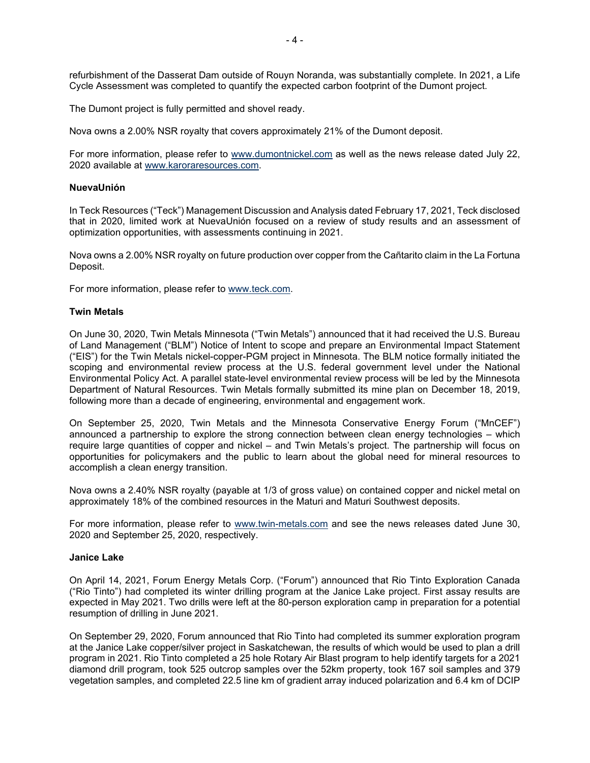refurbishment of the Dasserat Dam outside of Rouyn Noranda, was substantially complete. In 2021, a Life Cycle Assessment was completed to quantify the expected carbon footprint of the Dumont project.

The Dumont project is fully permitted and shovel ready.

Nova owns a 2.00% NSR royalty that covers approximately 21% of the Dumont deposit.

For more information, please refer to www.dumontnickel.com as well as the news release dated July 22, 2020 available at www.karoraresources.com.

**NuevaUnión**

In Teck Resources ("Teck") Management Discussion and Analysis dated February 17, 2021, Teck disclosed that in 2020, limited work at NuevaUnión focused on a review of study results and an assessment of optimization opportunities, with assessments continuing in 2021.

Nova owns a 2.00% NSR royalty on future production over copper from the Cañtarito claim in the La Fortuna Deposit.

For more information, please refer to www.teck.com.

**Twin Metals**

On June 30, 2020, Twin Metals Minnesota ("Twin Metals") announced that it had received the U.S. Bureau of Land Management ("BLM") Notice of Intent to scope and prepare an Environmental Impact Statement ("EIS") for the Twin Metals nickel-copper-PGM project in Minnesota. The BLM notice formally initiated the scoping and environmental review process at the U.S. federal government level under the National Environmental Policy Act. A parallel state-level environmental review process will be led by the Minnesota Department of Natural Resources. Twin Metals formally submitted its mine plan on December 18, 2019, following more than a decade of engineering, environmental and engagement work.

On September 25, 2020, Twin Metals and the Minnesota Conservative Energy Forum ("MnCEF") announced a partnership to explore the strong connection between clean energy technologies – which require large quantities of copper and nickel – and Twin Metals's project. The partnership will focus on opportunities for policymakers and the public to learn about the global need for mineral resources to accomplish a clean energy transition.

Nova owns a 2.40% NSR royalty (payable at 1/3 of gross value) on contained copper and nickel metal on approximately 18% of the combined resources in the Maturi and Maturi Southwest deposits.

For more information, please refer to www.twin-metals.com and see the news releases dated June 30, 2020 and September 25, 2020, respectively.

**Janice Lake**

On April 14, 2021, Forum Energy Metals Corp. ("Forum") announced that Rio Tinto Exploration Canada ("Rio Tinto") had completed its winter drilling program at the Janice Lake project. First assay results are expected in May 2021. Two drills were left at the 80-person exploration camp in preparation for a potential resumption of drilling in June 2021.

On September 29, 2020, Forum announced that Rio Tinto had completed its summer exploration program at the Janice Lake copper/silver project in Saskatchewan, the results of which would be used to plan a drill program in 2021. Rio Tinto completed a 25 hole Rotary Air Blast program to help identify targets for a 2021 diamond drill program, took 525 outcrop samples over the 52km property, took 167 soil samples and 379 vegetation samples, and completed 22.5 line km of gradient array induced polarization and 6.4 km of DCIP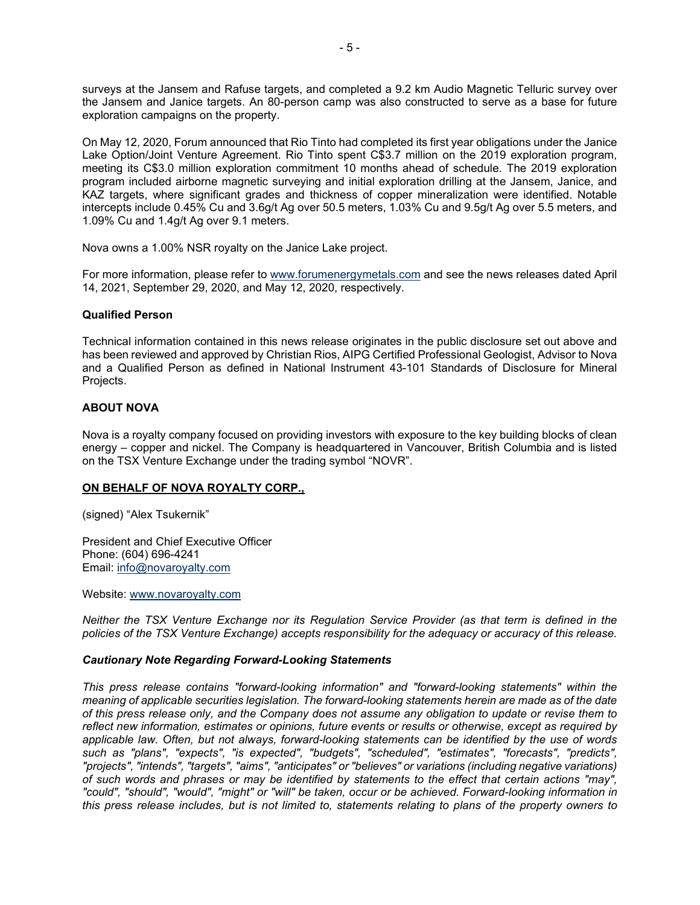surveys at the Jansem and Rafuse targets, and completed a 9.2 km Audio Magnetic Telluric survey over the Jansem and Janice targets. An 80-person camp was also constructed to serve as a base for future exploration campaigns on the property.

On May 12, 2020, Forum announced that Rio Tinto had completed its first year obligations under the Janice Lake Option/Joint Venture Agreement. Rio Tinto spent C$3.7 million on the 2019 exploration program, meeting its C$3.0 million exploration commitment 10 months ahead of schedule. The 2019 exploration program included airborne magnetic surveying and initial exploration drilling at the Jansem, Janice, and KAZ targets, where significant grades and thickness of copper mineralization were identified. Notable intercepts include 0.45% Cu and 3.6g/t Ag over 50.5 meters, 1.03% Cu and 9.5g/t Ag over 5.5 meters, and 1.09% Cu and 1.4g/t Ag over 9.1 meters.

Nova owns a 1.00% NSR royalty on the Janice Lake project.

For more information, please refer to www.forumenergymetals.com and see the news releases dated April 14, 2021, September 29, 2020, and May 12, 2020, respectively.

**Qualified Person**

Technical information contained in this news release originates in the public disclosure set out above and has been reviewed and approved by Christian Rios, AIPG Certified Professional Geologist, Advisor to Nova and a Qualified Person as defined in National Instrument 43-101 Standards of Disclosure for Mineral Projects.

**ABOUT NOVA**

Nova is a royalty company focused on providing investors with exposure to the key building blocks of clean energy – copper and nickel. The Company is headquartered in Vancouver, British Columbia and is listed on the TSX Venture Exchange under the trading symbol "NOVR".

**ON BEHALF OF NOVA ROYALTY CORP.,**

(signed) "Alex Tsukernik"

President and Chief Executive Officer
Phone: (604) 696-4241
Email: info@novaroyalty.com

Website: www.novaroyalty.com

*Neither the TSX Venture Exchange nor its Regulation Service Provider (as that term is defined in the policies of the TSX Venture Exchange) accepts responsibility for the adequacy or accuracy of this release.*

***Cautionary Note Regarding Forward-Looking Statements***

*This press release contains "forward-looking information" and "forward-looking statements" within the meaning of applicable securities legislation. The forward-looking statements herein are made as of the date of this press release only, and the Company does not assume any obligation to update or revise them to reflect new information, estimates or opinions, future events or results or otherwise, except as required by applicable law. Often, but not always, forward-looking statements can be identified by the use of words such as "plans", "expects", "is expected", "budgets", "scheduled", "estimates", "forecasts", "predicts", "projects", "intends", "targets", "aims", "anticipates" or "believes" or variations (including negative variations) of such words and phrases or may be identified by statements to the effect that certain actions "may", "could", "should", "would", "might" or "will" be taken, occur or be achieved. Forward-looking information in this press release includes, but is not limited to, statements relating to plans of the property owners to*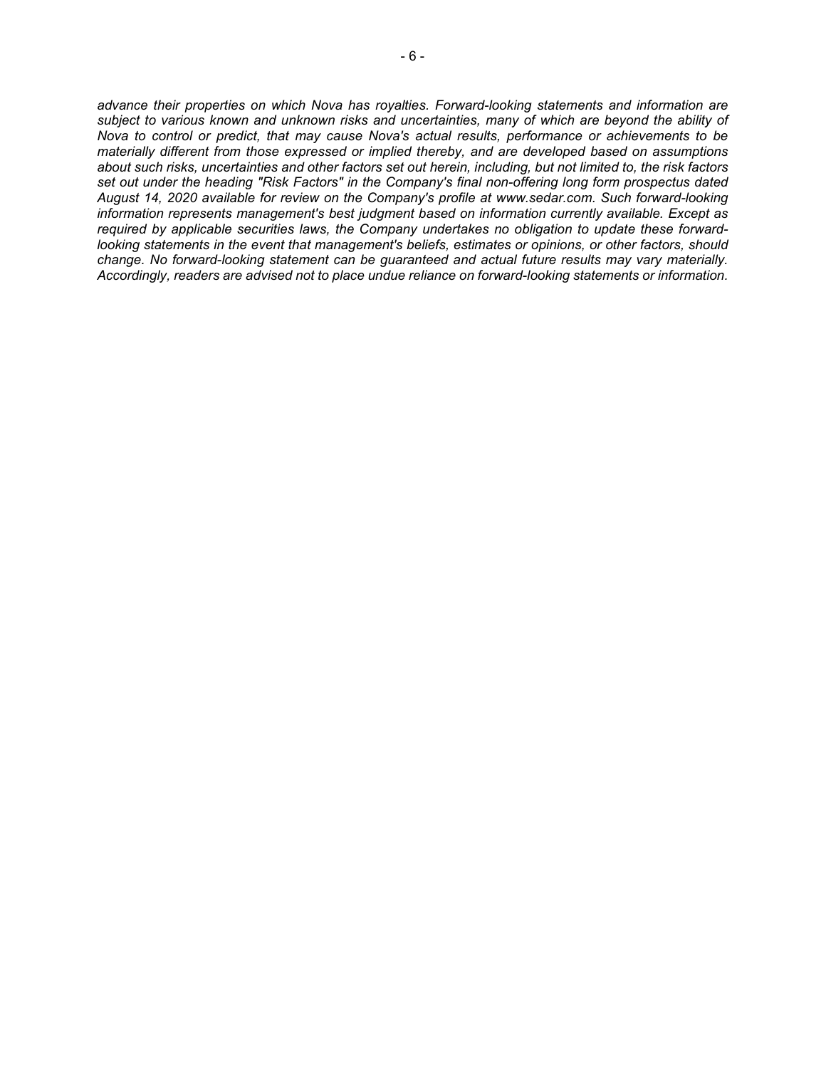*advance their properties on which Nova has royalties. Forward-looking statements and information are subject to various known and unknown risks and uncertainties, many of which are beyond the ability of Nova to control or predict, that may cause Nova's actual results, performance or achievements to be materially different from those expressed or implied thereby, and are developed based on assumptions about such risks, uncertainties and other factors set out herein, including, but not limited to, the risk factors set out under the heading "Risk Factors" in the Company's final non-offering long form prospectus dated August 14, 2020 available for review on the Company's profile at www.sedar.com. Such forward-looking information represents management's best judgment based on information currently available. Except as required by applicable securities laws, the Company undertakes no obligation to update these forward-looking statements in the event that management's beliefs, estimates or opinions, or other factors, should change. No forward-looking statement can be guaranteed and actual future results may vary materially. Accordingly, readers are advised not to place undue reliance on forward-looking statements or information.*